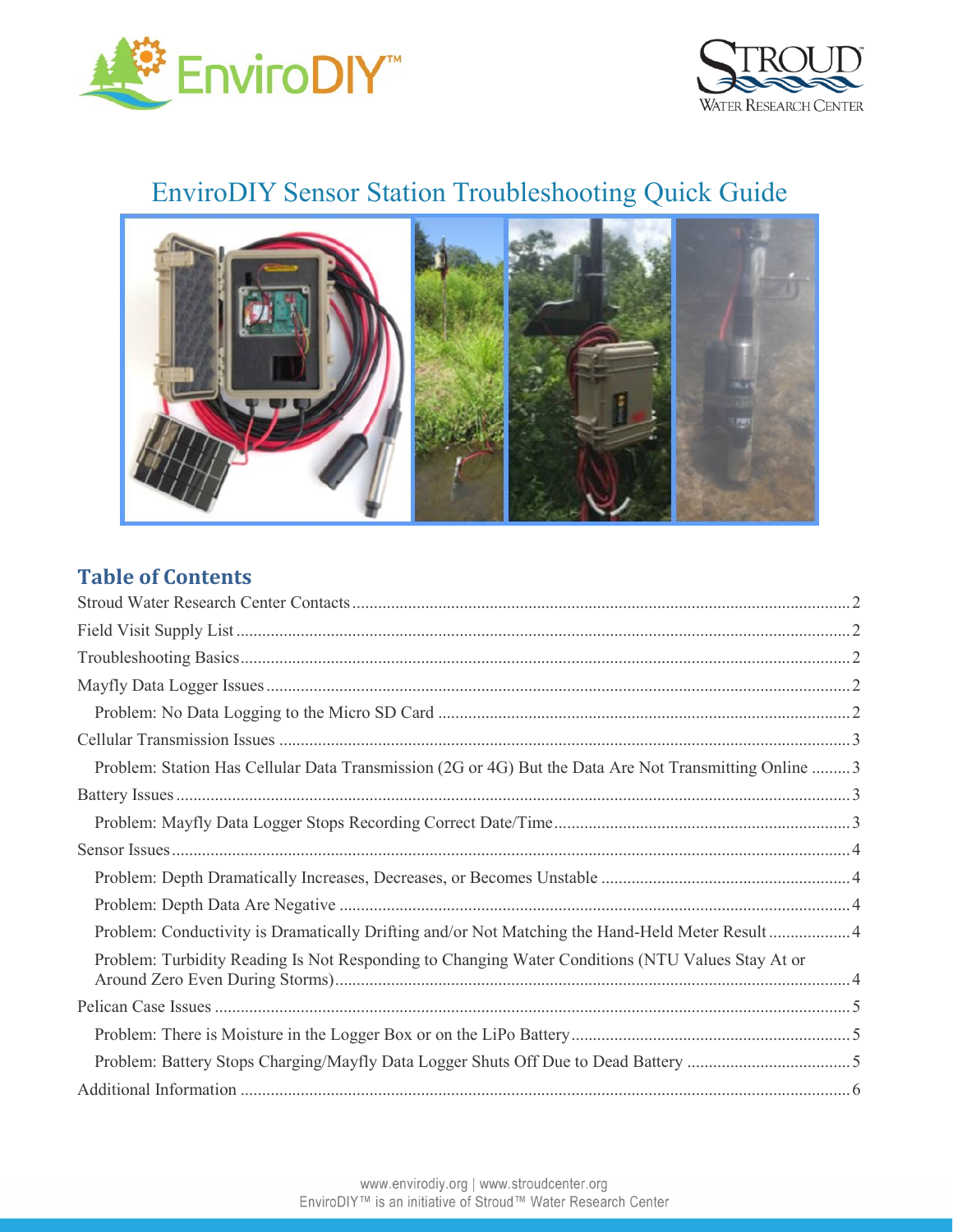# EnviroDIY Sensor Station Troubleshooting Quick Guide

## Table of Contents

Stroud Water Research Center Contacts .......... 2
Field Visit Supply List .......... 2
Troubleshooting Basics .......... 2
Mayfly Data Logger Issues .......... 2
- Problem: No Data Logging to the Micro SD Card .......... 2

Cellular Transmission Issues .......... 3
- Problem: Station Has Cellular Data Transmission (2G or 4G) But the Data Are Not Transmitting Online .......... 3

Battery Issues .......... 3
- Problem: Mayfly Data Logger Stops Recording Correct Date/Time .......... 3

Sensor Issues .......... 4
- Problem: Depth Dramatically Increases, Decreases, or Becomes Unstable .......... 4
- Problem: Depth Data Are Negative .......... 4
- Problem: Conductivity is Dramatically Drifting and/or Not Matching the Hand-Held Meter Result .......... 4
- Problem: Turbidity Reading Is Not Responding to Changing Water Conditions (NTU Values Stay At or Around Zero Even During Storms) .......... 4

Pelican Case Issues .......... 5
- Problem: There is Moisture in the Logger Box or on the LiPo Battery .......... 5
- Problem: Battery Stops Charging/Mayfly Data Logger Shuts Off Due to Dead Battery .......... 5

Additional Information .......... 6

www.envirodiy.org | www.stroudcenter.org
EnviroDIY™ is an initiative of Stroud™ Water Research Center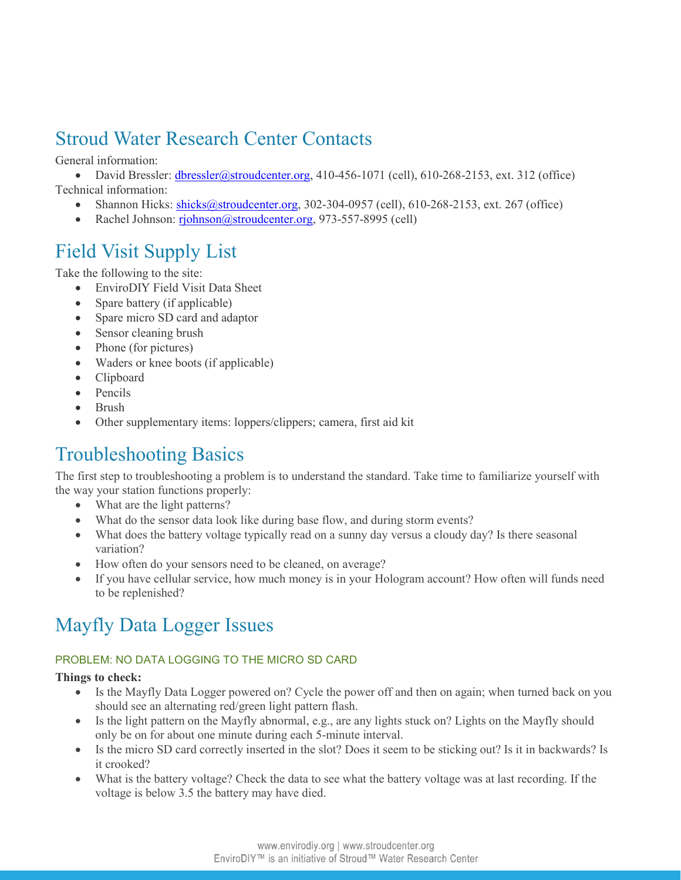## Stroud Water Research Center Contacts

General information:

- David Bressler: dbressler@stroudcenter.org, 410-456-1071 (cell), 610-268-2153, ext. 312 (office)

Technical information:

- Shannon Hicks: shicks@stroudcenter.org, 302-304-0957 (cell), 610-268-2153, ext. 267 (office)
- Rachel Johnson: rjohnson@stroudcenter.org, 973-557-8995 (cell)

## Field Visit Supply List

Take the following to the site:

- EnviroDIY Field Visit Data Sheet
- Spare battery (if applicable)
- Spare micro SD card and adaptor
- Sensor cleaning brush
- Phone (for pictures)
- Waders or knee boots (if applicable)
- Clipboard
- Pencils
- Brush
- Other supplementary items: loppers/clippers; camera, first aid kit

## Troubleshooting Basics

The first step to troubleshooting a problem is to understand the standard. Take time to familiarize yourself with the way your station functions properly:

- What are the light patterns?
- What do the sensor data look like during base flow, and during storm events?
- What does the battery voltage typically read on a sunny day versus a cloudy day? Is there seasonal variation?
- How often do your sensors need to be cleaned, on average?
- If you have cellular service, how much money is in your Hologram account? How often will funds need to be replenished?

## Mayfly Data Logger Issues

### PROBLEM: NO DATA LOGGING TO THE MICRO SD CARD

**Things to check:**

- Is the Mayfly Data Logger powered on? Cycle the power off and then on again; when turned back on you should see an alternating red/green light pattern flash.
- Is the light pattern on the Mayfly abnormal, e.g., are any lights stuck on? Lights on the Mayfly should only be on for about one minute during each 5-minute interval.
- Is the micro SD card correctly inserted in the slot? Does it seem to be sticking out? Is it in backwards? Is it crooked?
- What is the battery voltage? Check the data to see what the battery voltage was at last recording. If the voltage is below 3.5 the battery may have died.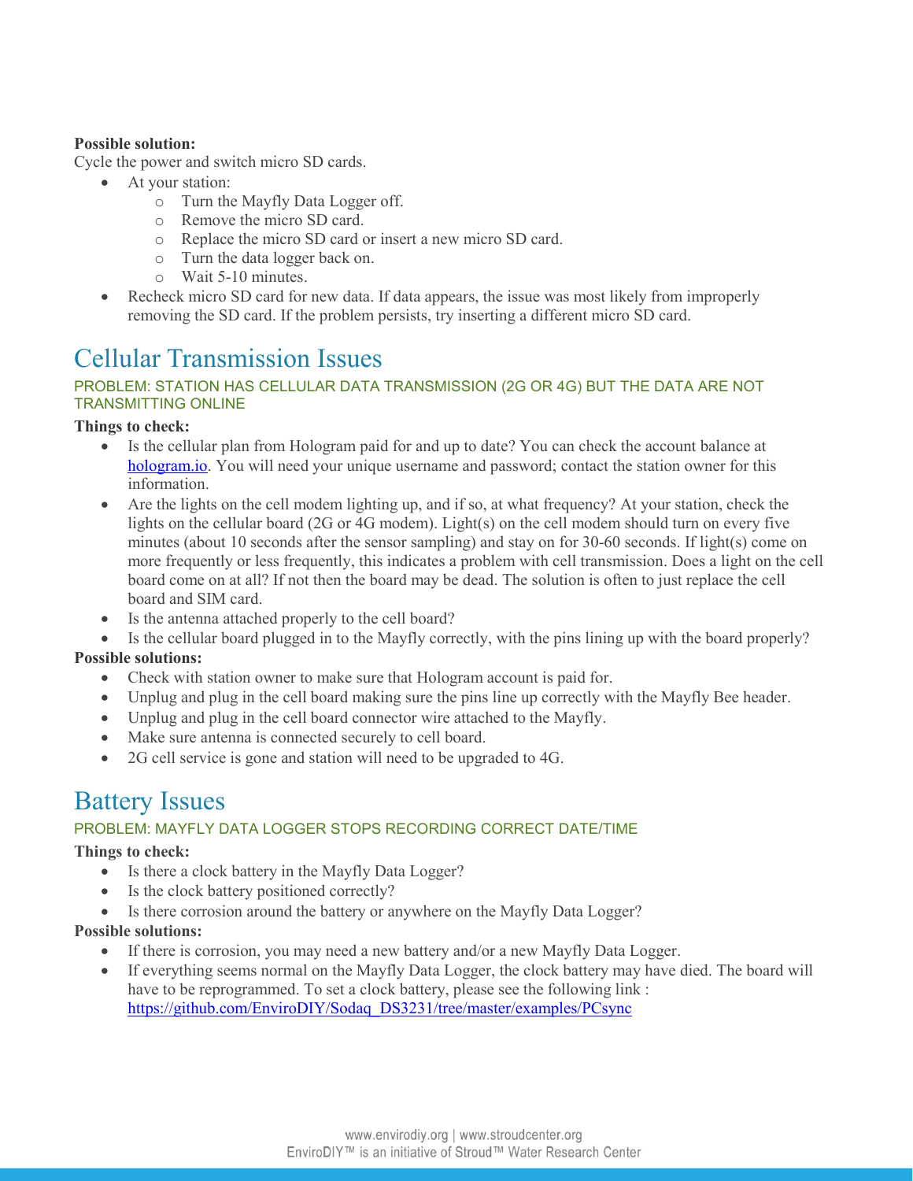**Possible solution:**
Cycle the power and switch micro SD cards.

- At your station:
  - Turn the Mayfly Data Logger off.
  - Remove the micro SD card.
  - Replace the micro SD card or insert a new micro SD card.
  - Turn the data logger back on.
  - Wait 5-10 minutes.
- Recheck micro SD card for new data. If data appears, the issue was most likely from improperly removing the SD card. If the problem persists, try inserting a different micro SD card.

# Cellular Transmission Issues

### PROBLEM: STATION HAS CELLULAR DATA TRANSMISSION (2G OR 4G) BUT THE DATA ARE NOT TRANSMITTING ONLINE

**Things to check:**

- Is the cellular plan from Hologram paid for and up to date? You can check the account balance at [hologram.io](hologram.io). You will need your unique username and password; contact the station owner for this information.
- Are the lights on the cell modem lighting up, and if so, at what frequency? At your station, check the lights on the cellular board (2G or 4G modem). Light(s) on the cell modem should turn on every five minutes (about 10 seconds after the sensor sampling) and stay on for 30-60 seconds. If light(s) come on more frequently or less frequently, this indicates a problem with cell transmission. Does a light on the cell board come on at all? If not then the board may be dead. The solution is often to just replace the cell board and SIM card.
- Is the antenna attached properly to the cell board?
- Is the cellular board plugged in to the Mayfly correctly, with the pins lining up with the board properly?

**Possible solutions:**

- Check with station owner to make sure that Hologram account is paid for.
- Unplug and plug in the cell board making sure the pins line up correctly with the Mayfly Bee header.
- Unplug and plug in the cell board connector wire attached to the Mayfly.
- Make sure antenna is connected securely to cell board.
- 2G cell service is gone and station will need to be upgraded to 4G.

# Battery Issues

### PROBLEM: MAYFLY DATA LOGGER STOPS RECORDING CORRECT DATE/TIME

**Things to check:**

- Is there a clock battery in the Mayfly Data Logger?
- Is the clock battery positioned correctly?
- Is there corrosion around the battery or anywhere on the Mayfly Data Logger?

**Possible solutions:**

- If there is corrosion, you may need a new battery and/or a new Mayfly Data Logger.
- If everything seems normal on the Mayfly Data Logger, the clock battery may have died. The board will have to be reprogrammed. To set a clock battery, please see the following link : https://github.com/EnviroDIY/Sodaq_DS3231/tree/master/examples/PCsync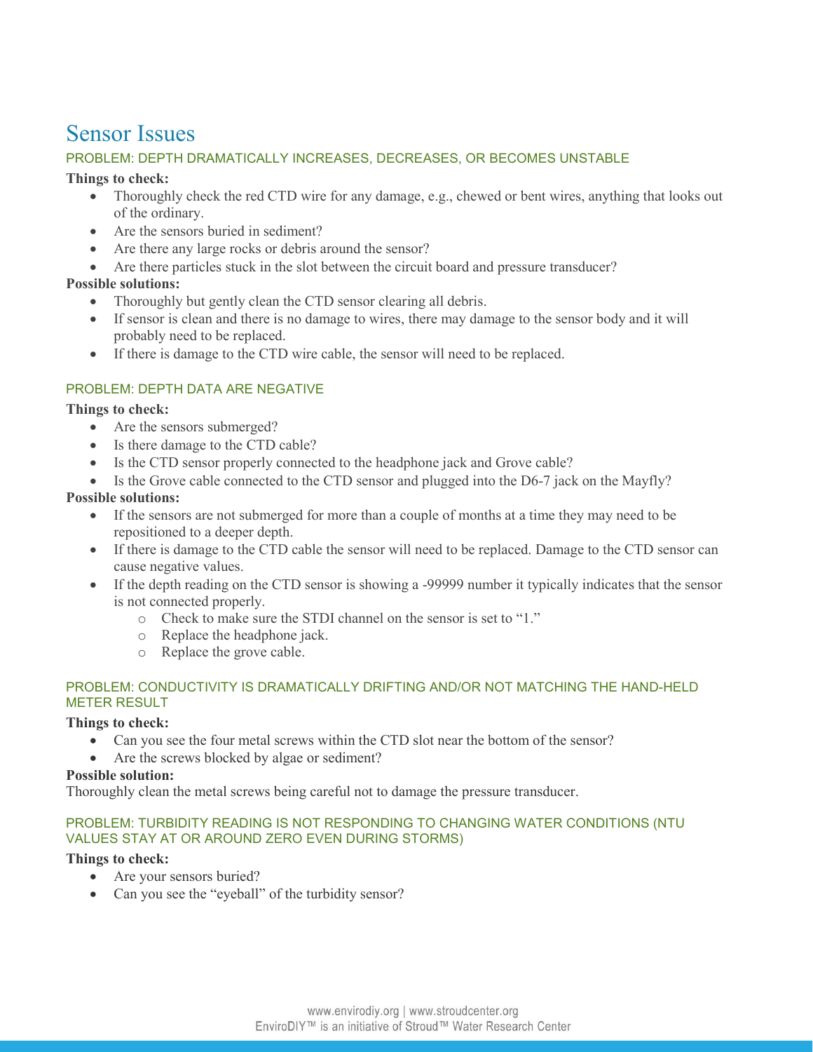# Sensor Issues

### PROBLEM: DEPTH DRAMATICALLY INCREASES, DECREASES, OR BECOMES UNSTABLE

**Things to check:**

- Thoroughly check the red CTD wire for any damage, e.g., chewed or bent wires, anything that looks out of the ordinary.
- Are the sensors buried in sediment?
- Are there any large rocks or debris around the sensor?
- Are there particles stuck in the slot between the circuit board and pressure transducer?

**Possible solutions:**

- Thoroughly but gently clean the CTD sensor clearing all debris.
- If sensor is clean and there is no damage to wires, there may damage to the sensor body and it will probably need to be replaced.
- If there is damage to the CTD wire cable, the sensor will need to be replaced.

### PROBLEM: DEPTH DATA ARE NEGATIVE

**Things to check:**

- Are the sensors submerged?
- Is there damage to the CTD cable?
- Is the CTD sensor properly connected to the headphone jack and Grove cable?
- Is the Grove cable connected to the CTD sensor and plugged into the D6-7 jack on the Mayfly?

**Possible solutions:**

- If the sensors are not submerged for more than a couple of months at a time they may need to be repositioned to a deeper depth.
- If there is damage to the CTD cable the sensor will need to be replaced. Damage to the CTD sensor can cause negative values.
- If the depth reading on the CTD sensor is showing a -99999 number it typically indicates that the sensor is not connected properly.
    - Check to make sure the STDI channel on the sensor is set to "1."
    - Replace the headphone jack.
    - Replace the grove cable.

### PROBLEM: CONDUCTIVITY IS DRAMATICALLY DRIFTING AND/OR NOT MATCHING THE HAND-HELD METER RESULT

**Things to check:**

- Can you see the four metal screws within the CTD slot near the bottom of the sensor?
- Are the screws blocked by algae or sediment?

**Possible solution:**

Thoroughly clean the metal screws being careful not to damage the pressure transducer.

### PROBLEM: TURBIDITY READING IS NOT RESPONDING TO CHANGING WATER CONDITIONS (NTU VALUES STAY AT OR AROUND ZERO EVEN DURING STORMS)

**Things to check:**

- Are your sensors buried?
- Can you see the "eyeball" of the turbidity sensor?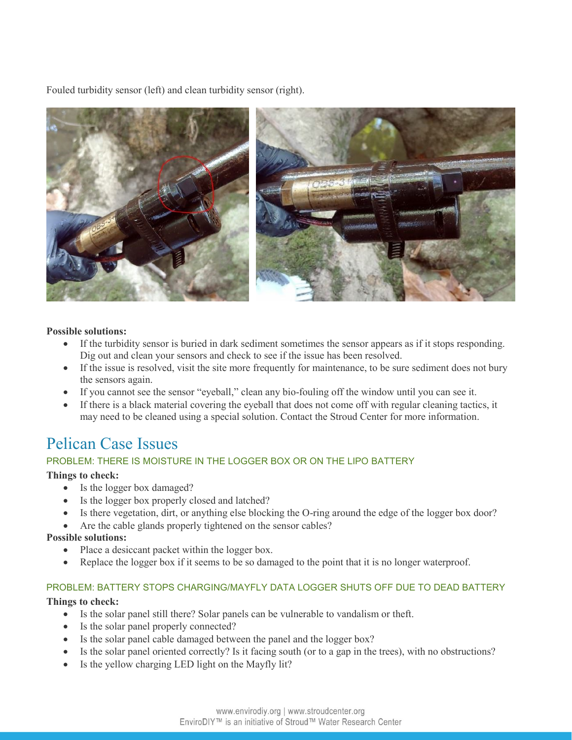Fouled turbidity sensor (left) and clean turbidity sensor (right).

**Possible solutions:**

- If the turbidity sensor is buried in dark sediment sometimes the sensor appears as if it stops responding. Dig out and clean your sensors and check to see if the issue has been resolved.
- If the issue is resolved, visit the site more frequently for maintenance, to be sure sediment does not bury the sensors again.
- If you cannot see the sensor "eyeball," clean any bio-fouling off the window until you can see it.
- If there is a black material covering the eyeball that does not come off with regular cleaning tactics, it may need to be cleaned using a special solution. Contact the Stroud Center for more information.

## Pelican Case Issues

### PROBLEM: THERE IS MOISTURE IN THE LOGGER BOX OR ON THE LIPO BATTERY

**Things to check:**

- Is the logger box damaged?
- Is the logger box properly closed and latched?
- Is there vegetation, dirt, or anything else blocking the O-ring around the edge of the logger box door?
- Are the cable glands properly tightened on the sensor cables?

**Possible solutions:**

- Place a desiccant packet within the logger box.
- Replace the logger box if it seems to be so damaged to the point that it is no longer waterproof.

### PROBLEM: BATTERY STOPS CHARGING/MAYFLY DATA LOGGER SHUTS OFF DUE TO DEAD BATTERY

**Things to check:**

- Is the solar panel still there? Solar panels can be vulnerable to vandalism or theft.
- Is the solar panel properly connected?
- Is the solar panel cable damaged between the panel and the logger box?
- Is the solar panel oriented correctly? Is it facing south (or to a gap in the trees), with no obstructions?
- Is the yellow charging LED light on the Mayfly lit?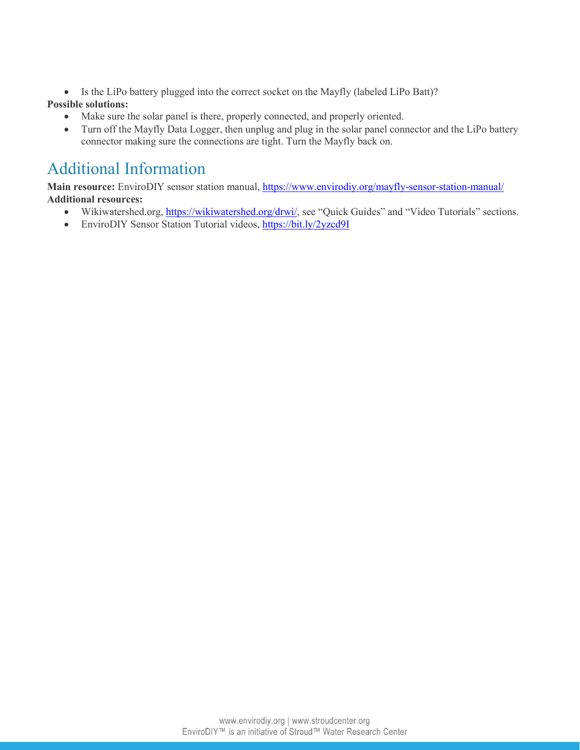- Is the LiPo battery plugged into the correct socket on the Mayfly (labeled LiPo Batt)?

**Possible solutions:**

- Make sure the solar panel is there, properly connected, and properly oriented.
- Turn off the Mayfly Data Logger, then unplug and plug in the solar panel connector and the LiPo battery connector making sure the connections are tight. Turn the Mayfly back on.

## Additional Information

**Main resource:** EnviroDIY sensor station manual, https://www.envirodiy.org/mayfly-sensor-station-manual/
**Additional resources:**

- Wikiwatershed.org, https://wikiwatershed.org/drwi/, see "Quick Guides" and "Video Tutorials" sections.
- EnviroDIY Sensor Station Tutorial videos, https://bit.ly/2yzcd9I